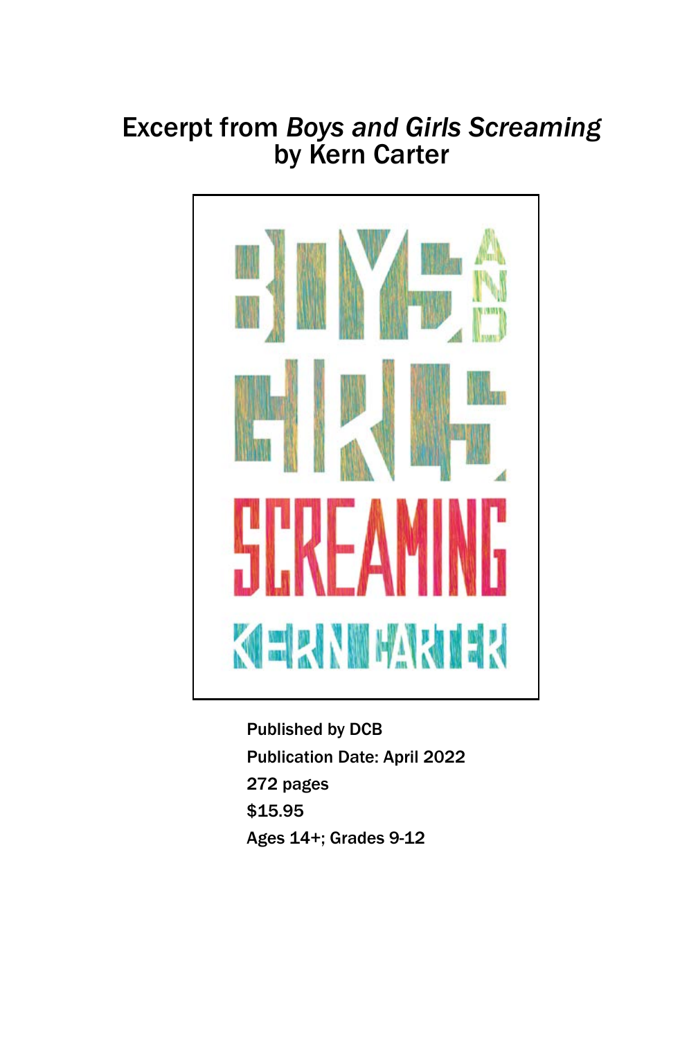# Excerpt from *Boys and Girls Screaming* by Kern Carter

Published by DCB

Publication Date: April 2022

272 pages

$15.95

Ages 14+; Grades 9-12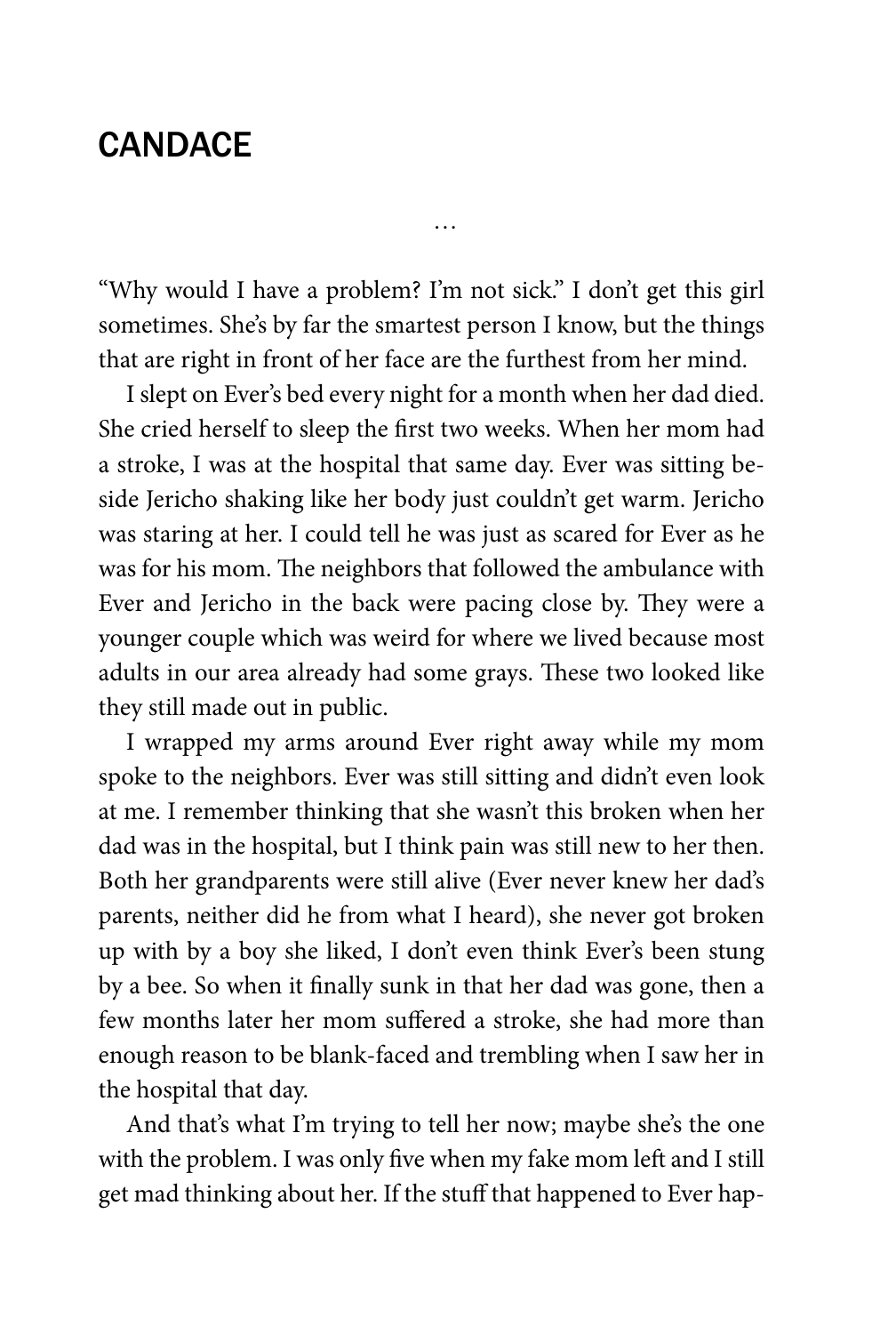## CANDACE

…

"Why would I have a problem? I'm not sick." I don't get this girl sometimes. She's by far the smartest person I know, but the things that are right in front of her face are the furthest from her mind.

I slept on Ever's bed every night for a month when her dad died. She cried herself to sleep the first two weeks. When her mom had a stroke, I was at the hospital that same day. Ever was sitting beside Jericho shaking like her body just couldn't get warm. Jericho was staring at her. I could tell he was just as scared for Ever as he was for his mom. The neighbors that followed the ambulance with Ever and Jericho in the back were pacing close by. They were a younger couple which was weird for where we lived because most adults in our area already had some grays. These two looked like they still made out in public.

I wrapped my arms around Ever right away while my mom spoke to the neighbors. Ever was still sitting and didn't even look at me. I remember thinking that she wasn't this broken when her dad was in the hospital, but I think pain was still new to her then. Both her grandparents were still alive (Ever never knew her dad's parents, neither did he from what I heard), she never got broken up with by a boy she liked, I don't even think Ever's been stung by a bee. So when it finally sunk in that her dad was gone, then a few months later her mom suffered a stroke, she had more than enough reason to be blank-faced and trembling when I saw her in the hospital that day.

And that's what I'm trying to tell her now; maybe she's the one with the problem. I was only five when my fake mom left and I still get mad thinking about her. If the stuff that happened to Ever hap-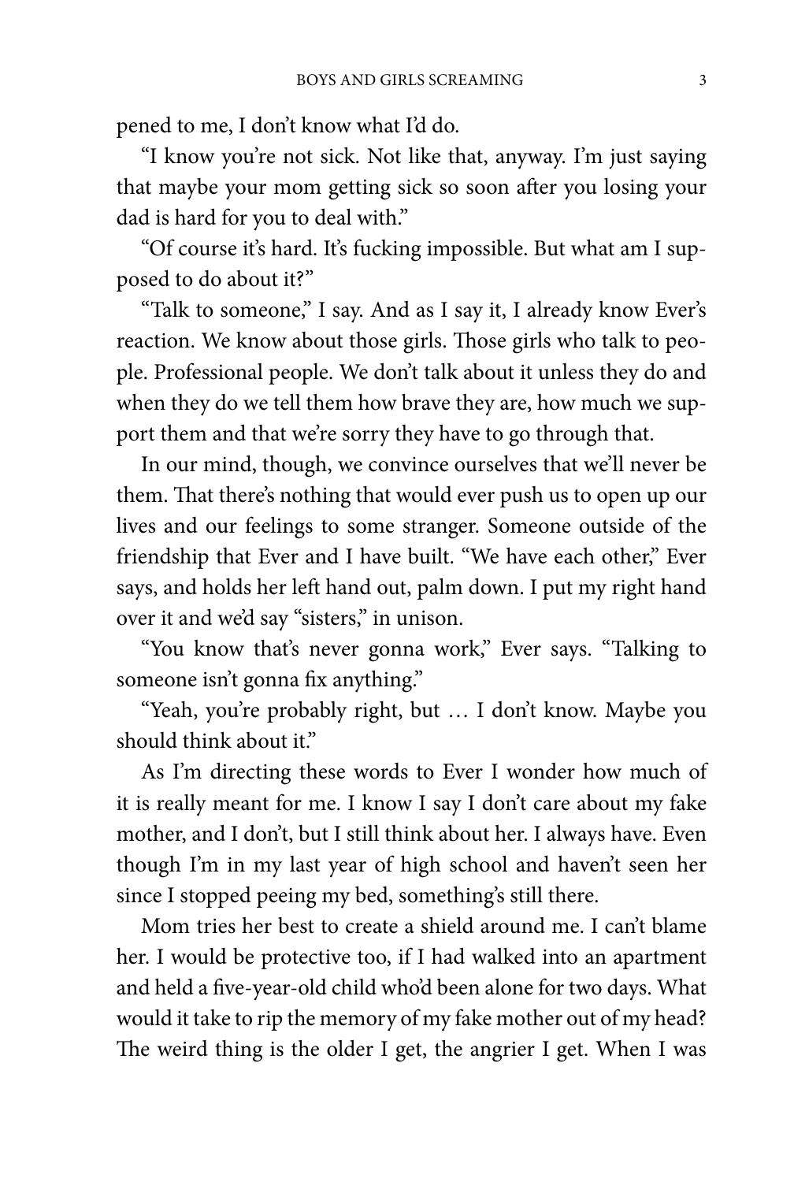pened to me, I don't know what I'd do.

"I know you're not sick. Not like that, anyway. I'm just saying that maybe your mom getting sick so soon after you losing your dad is hard for you to deal with."

"Of course it's hard. It's fucking impossible. But what am I supposed to do about it?"

"Talk to someone," I say. And as I say it, I already know Ever's reaction. We know about those girls. Those girls who talk to people. Professional people. We don't talk about it unless they do and when they do we tell them how brave they are, how much we support them and that we're sorry they have to go through that.

In our mind, though, we convince ourselves that we'll never be them. That there's nothing that would ever push us to open up our lives and our feelings to some stranger. Someone outside of the friendship that Ever and I have built. "We have each other," Ever says, and holds her left hand out, palm down. I put my right hand over it and we'd say "sisters," in unison.

"You know that's never gonna work," Ever says. "Talking to someone isn't gonna fix anything."

"Yeah, you're probably right, but … I don't know. Maybe you should think about it."

As I'm directing these words to Ever I wonder how much of it is really meant for me. I know I say I don't care about my fake mother, and I don't, but I still think about her. I always have. Even though I'm in my last year of high school and haven't seen her since I stopped peeing my bed, something's still there.

Mom tries her best to create a shield around me. I can't blame her. I would be protective too, if I had walked into an apartment and held a five-year-old child who'd been alone for two days. What would it take to rip the memory of my fake mother out of my head? The weird thing is the older I get, the angrier I get. When I was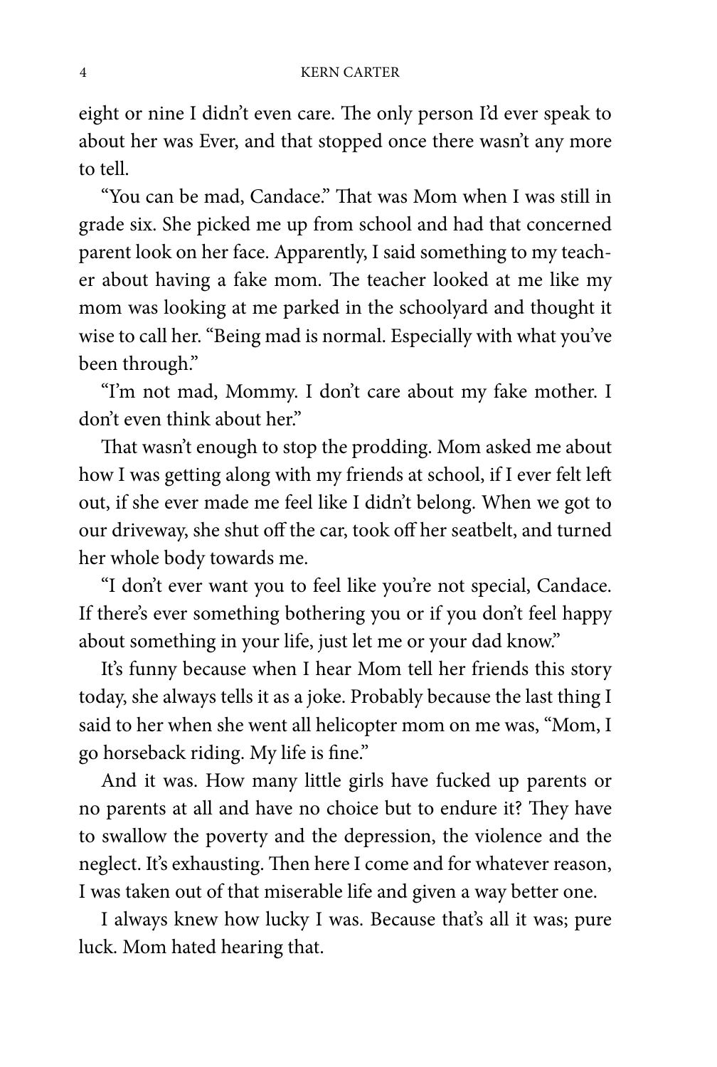eight or nine I didn't even care. The only person I'd ever speak to about her was Ever, and that stopped once there wasn't any more to tell.

"You can be mad, Candace." That was Mom when I was still in grade six. She picked me up from school and had that concerned parent look on her face. Apparently, I said something to my teacher about having a fake mom. The teacher looked at me like my mom was looking at me parked in the schoolyard and thought it wise to call her. "Being mad is normal. Especially with what you've been through."

"I'm not mad, Mommy. I don't care about my fake mother. I don't even think about her."

That wasn't enough to stop the prodding. Mom asked me about how I was getting along with my friends at school, if I ever felt left out, if she ever made me feel like I didn't belong. When we got to our driveway, she shut off the car, took off her seatbelt, and turned her whole body towards me.

"I don't ever want you to feel like you're not special, Candace. If there's ever something bothering you or if you don't feel happy about something in your life, just let me or your dad know."

It's funny because when I hear Mom tell her friends this story today, she always tells it as a joke. Probably because the last thing I said to her when she went all helicopter mom on me was, "Mom, I go horseback riding. My life is fine."

And it was. How many little girls have fucked up parents or no parents at all and have no choice but to endure it? They have to swallow the poverty and the depression, the violence and the neglect. It's exhausting. Then here I come and for whatever reason, I was taken out of that miserable life and given a way better one.

I always knew how lucky I was. Because that's all it was; pure luck. Mom hated hearing that.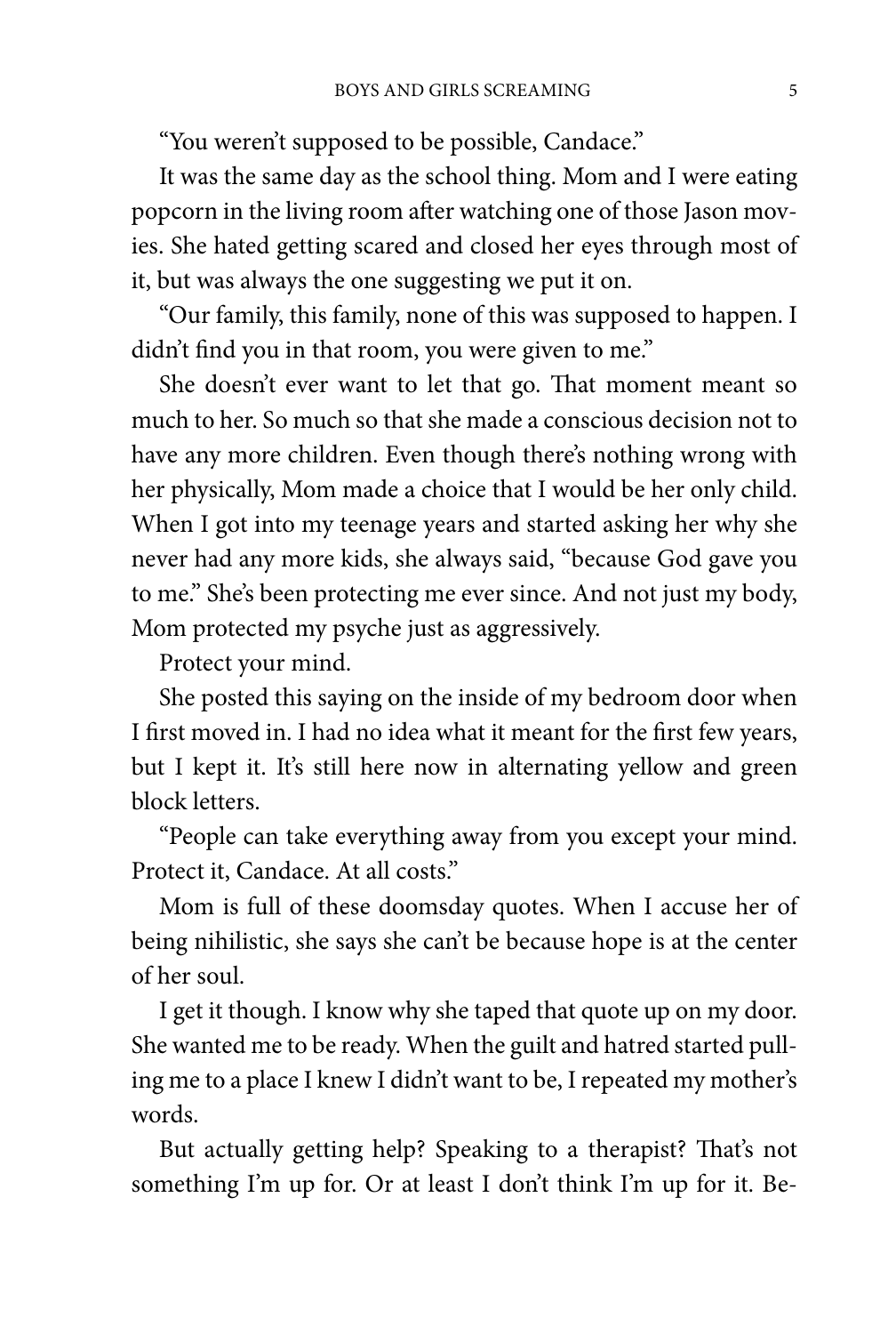"You weren't supposed to be possible, Candace."

It was the same day as the school thing. Mom and I were eating popcorn in the living room after watching one of those Jason movies. She hated getting scared and closed her eyes through most of it, but was always the one suggesting we put it on.

"Our family, this family, none of this was supposed to happen. I didn't find you in that room, you were given to me."

She doesn't ever want to let that go. That moment meant so much to her. So much so that she made a conscious decision not to have any more children. Even though there's nothing wrong with her physically, Mom made a choice that I would be her only child. When I got into my teenage years and started asking her why she never had any more kids, she always said, "because God gave you to me." She's been protecting me ever since. And not just my body, Mom protected my psyche just as aggressively.

Protect your mind.

She posted this saying on the inside of my bedroom door when I first moved in. I had no idea what it meant for the first few years, but I kept it. It's still here now in alternating yellow and green block letters.

"People can take everything away from you except your mind. Protect it, Candace. At all costs."

Mom is full of these doomsday quotes. When I accuse her of being nihilistic, she says she can't be because hope is at the center of her soul.

I get it though. I know why she taped that quote up on my door. She wanted me to be ready. When the guilt and hatred started pulling me to a place I knew I didn't want to be, I repeated my mother's words.

But actually getting help? Speaking to a therapist? That's not something I'm up for. Or at least I don't think I'm up for it. Be-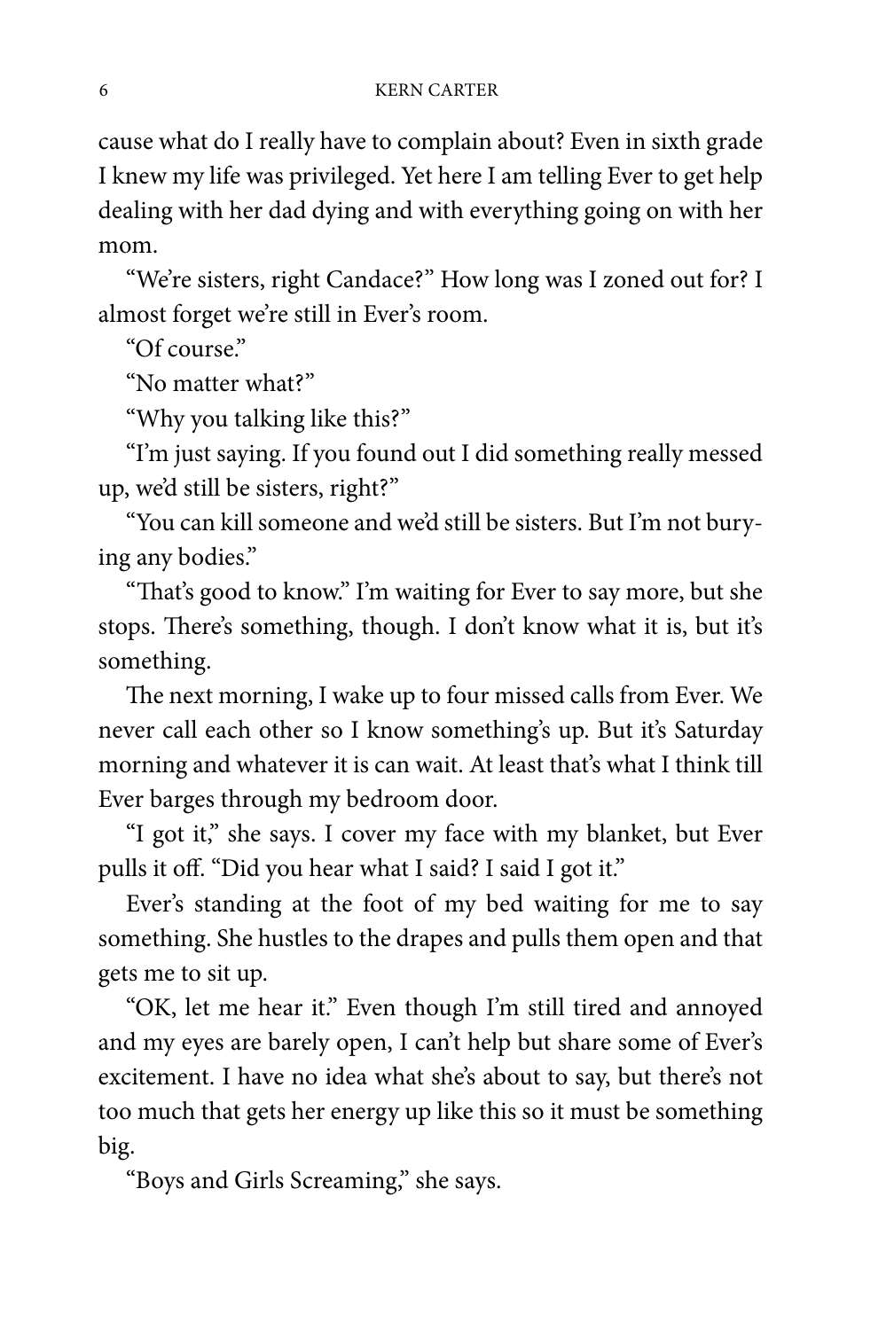cause what do I really have to complain about? Even in sixth grade I knew my life was privileged. Yet here I am telling Ever to get help dealing with her dad dying and with everything going on with her mom.

"We're sisters, right Candace?" How long was I zoned out for? I almost forget we're still in Ever's room.

"Of course."

"No matter what?"

"Why you talking like this?"

"I'm just saying. If you found out I did something really messed up, we'd still be sisters, right?"

"You can kill someone and we'd still be sisters. But I'm not burying any bodies."

"That's good to know." I'm waiting for Ever to say more, but she stops. There's something, though. I don't know what it is, but it's something.

The next morning, I wake up to four missed calls from Ever. We never call each other so I know something's up. But it's Saturday morning and whatever it is can wait. At least that's what I think till Ever barges through my bedroom door.

"I got it," she says. I cover my face with my blanket, but Ever pulls it off. "Did you hear what I said? I said I got it."

Ever's standing at the foot of my bed waiting for me to say something. She hustles to the drapes and pulls them open and that gets me to sit up.

"OK, let me hear it." Even though I'm still tired and annoyed and my eyes are barely open, I can't help but share some of Ever's excitement. I have no idea what she's about to say, but there's not too much that gets her energy up like this so it must be something big.

"Boys and Girls Screaming," she says.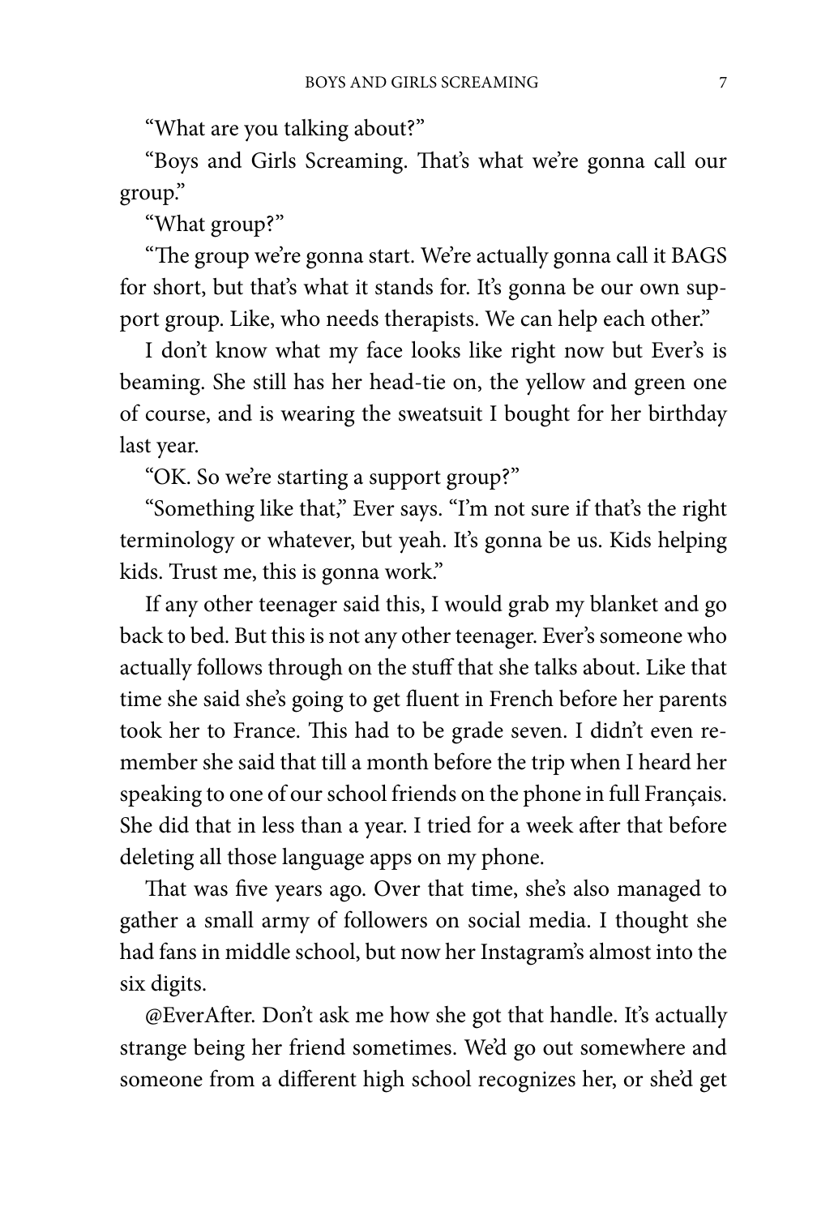"What are you talking about?"

"Boys and Girls Screaming. That's what we're gonna call our group."

"What group?"

"The group we're gonna start. We're actually gonna call it BAGS for short, but that's what it stands for. It's gonna be our own support group. Like, who needs therapists. We can help each other."

I don't know what my face looks like right now but Ever's is beaming. She still has her head-tie on, the yellow and green one of course, and is wearing the sweatsuit I bought for her birthday last year.

"OK. So we're starting a support group?"

"Something like that," Ever says. "I'm not sure if that's the right terminology or whatever, but yeah. It's gonna be us. Kids helping kids. Trust me, this is gonna work."

If any other teenager said this, I would grab my blanket and go back to bed. But this is not any other teenager. Ever's someone who actually follows through on the stuff that she talks about. Like that time she said she's going to get fluent in French before her parents took her to France. This had to be grade seven. I didn't even remember she said that till a month before the trip when I heard her speaking to one of our school friends on the phone in full Français. She did that in less than a year. I tried for a week after that before deleting all those language apps on my phone.

That was five years ago. Over that time, she's also managed to gather a small army of followers on social media. I thought she had fans in middle school, but now her Instagram's almost into the six digits.

@EverAfter. Don't ask me how she got that handle. It's actually strange being her friend sometimes. We'd go out somewhere and someone from a different high school recognizes her, or she'd get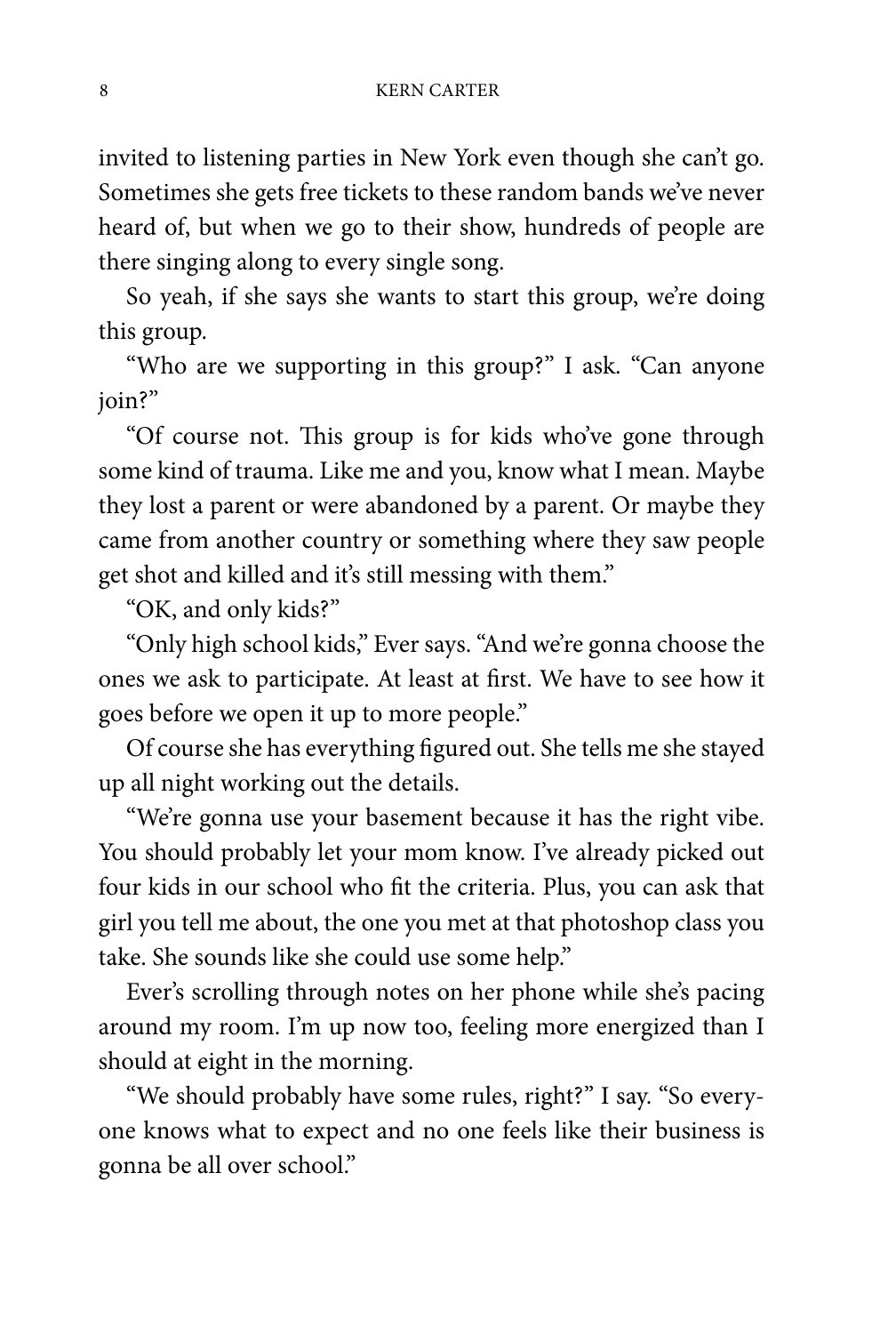invited to listening parties in New York even though she can't go. Sometimes she gets free tickets to these random bands we've never heard of, but when we go to their show, hundreds of people are there singing along to every single song.

So yeah, if she says she wants to start this group, we're doing this group.

"Who are we supporting in this group?" I ask. "Can anyone join?"

"Of course not. This group is for kids who've gone through some kind of trauma. Like me and you, know what I mean. Maybe they lost a parent or were abandoned by a parent. Or maybe they came from another country or something where they saw people get shot and killed and it's still messing with them."

"OK, and only kids?"

"Only high school kids," Ever says. "And we're gonna choose the ones we ask to participate. At least at first. We have to see how it goes before we open it up to more people."

Of course she has everything figured out. She tells me she stayed up all night working out the details.

"We're gonna use your basement because it has the right vibe. You should probably let your mom know. I've already picked out four kids in our school who fit the criteria. Plus, you can ask that girl you tell me about, the one you met at that photoshop class you take. She sounds like she could use some help."

Ever's scrolling through notes on her phone while she's pacing around my room. I'm up now too, feeling more energized than I should at eight in the morning.

"We should probably have some rules, right?" I say. "So everyone knows what to expect and no one feels like their business is gonna be all over school."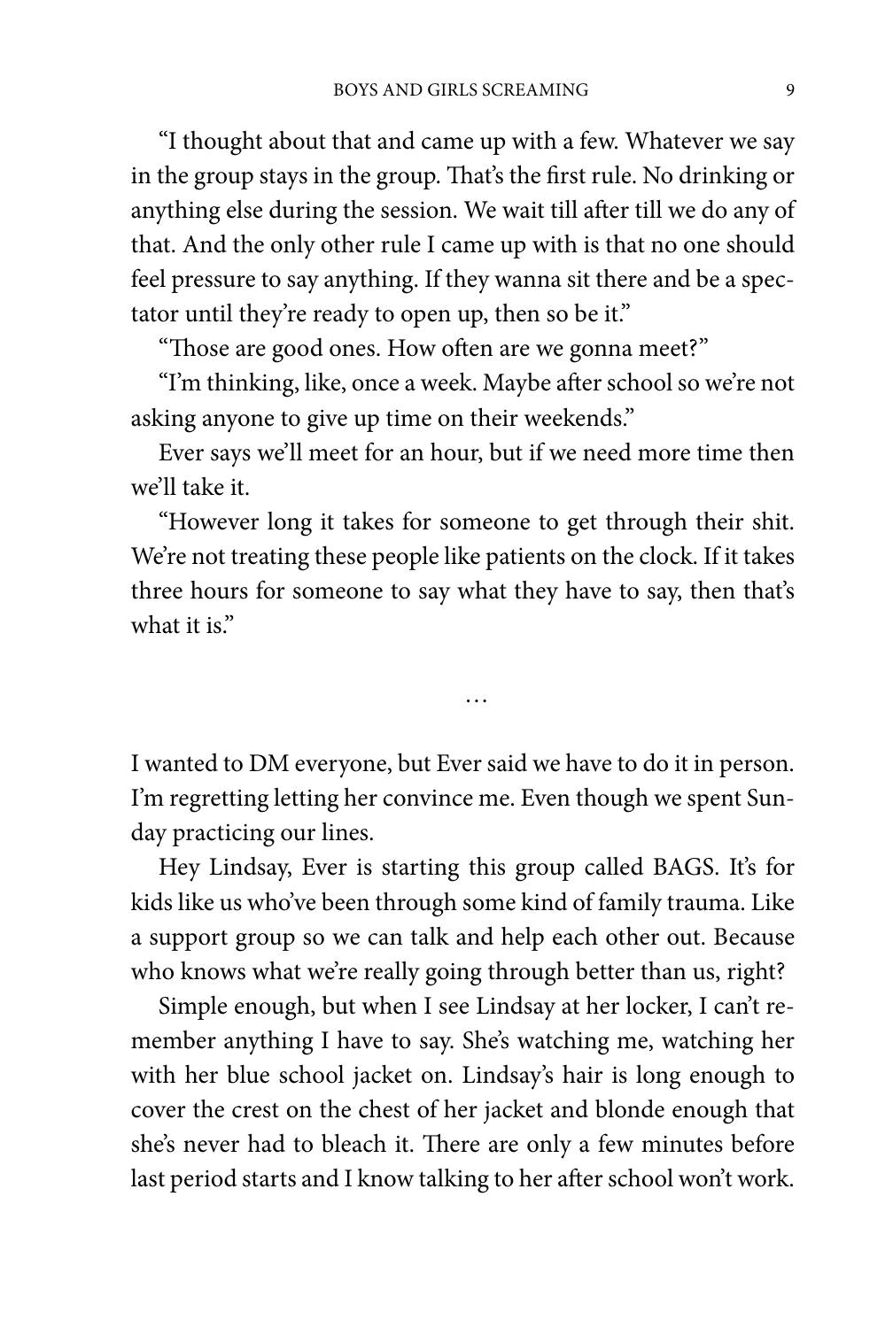"I thought about that and came up with a few. Whatever we say in the group stays in the group. That's the first rule. No drinking or anything else during the session. We wait till after till we do any of that. And the only other rule I came up with is that no one should feel pressure to say anything. If they wanna sit there and be a spectator until they're ready to open up, then so be it."

"Those are good ones. How often are we gonna meet?"

"I'm thinking, like, once a week. Maybe after school so we're not asking anyone to give up time on their weekends."

Ever says we'll meet for an hour, but if we need more time then we'll take it.

"However long it takes for someone to get through their shit. We're not treating these people like patients on the clock. If it takes three hours for someone to say what they have to say, then that's what it is."

…

I wanted to DM everyone, but Ever said we have to do it in person. I'm regretting letting her convince me. Even though we spent Sunday practicing our lines.

Hey Lindsay, Ever is starting this group called BAGS. It's for kids like us who've been through some kind of family trauma. Like a support group so we can talk and help each other out. Because who knows what we're really going through better than us, right?

Simple enough, but when I see Lindsay at her locker, I can't remember anything I have to say. She's watching me, watching her with her blue school jacket on. Lindsay's hair is long enough to cover the crest on the chest of her jacket and blonde enough that she's never had to bleach it. There are only a few minutes before last period starts and I know talking to her after school won't work.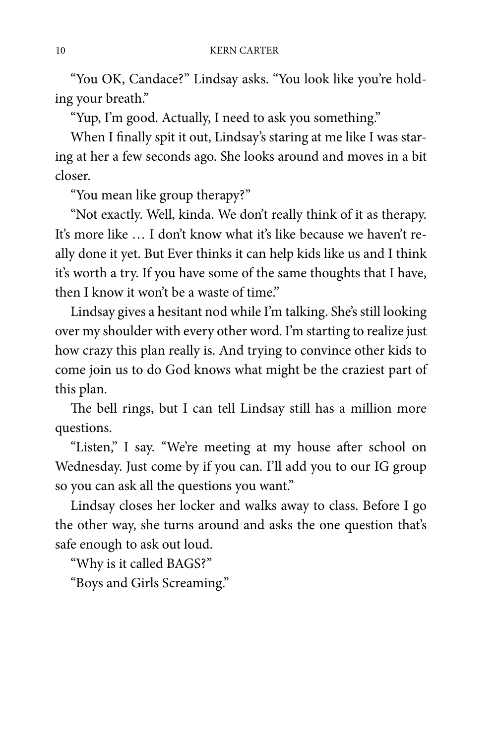"You OK, Candace?" Lindsay asks. "You look like you're holding your breath."

"Yup, I'm good. Actually, I need to ask you something."

When I finally spit it out, Lindsay's staring at me like I was staring at her a few seconds ago. She looks around and moves in a bit closer.

"You mean like group therapy?"

"Not exactly. Well, kinda. We don't really think of it as therapy. It's more like … I don't know what it's like because we haven't really done it yet. But Ever thinks it can help kids like us and I think it's worth a try. If you have some of the same thoughts that I have, then I know it won't be a waste of time."

Lindsay gives a hesitant nod while I'm talking. She's still looking over my shoulder with every other word. I'm starting to realize just how crazy this plan really is. And trying to convince other kids to come join us to do God knows what might be the craziest part of this plan.

The bell rings, but I can tell Lindsay still has a million more questions.

"Listen," I say. "We're meeting at my house after school on Wednesday. Just come by if you can. I'll add you to our IG group so you can ask all the questions you want."

Lindsay closes her locker and walks away to class. Before I go the other way, she turns around and asks the one question that's safe enough to ask out loud.

"Why is it called BAGS?"

"Boys and Girls Screaming."